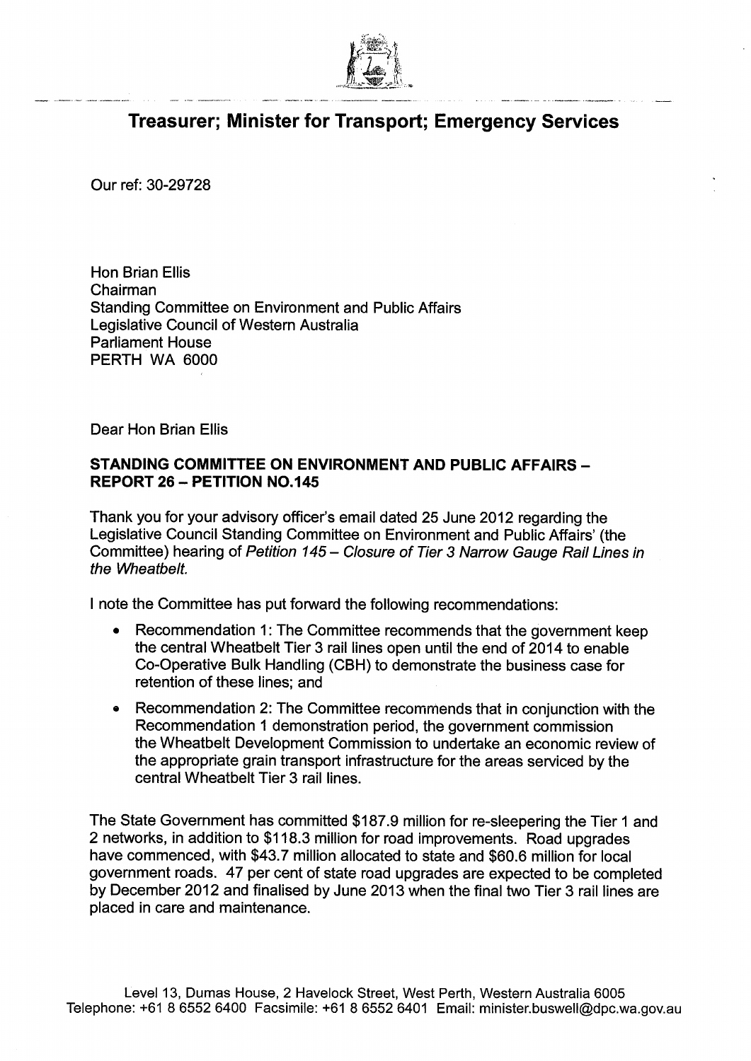# Treasurer; Minister for Transport; Emergency Services

Our ref: 30-29728

Hon Brian Ellis
Chairman
Standing Committee on Environment and Public Affairs
Legislative Council of Western Australia
Parliament House
PERTH WA 6000

Dear Hon Brian Ellis

**STANDING COMMITTEE ON ENVIRONMENT AND PUBLIC AFFAIRS – REPORT 26 – PETITION NO.145**

Thank you for your advisory officer's email dated 25 June 2012 regarding the Legislative Council Standing Committee on Environment and Public Affairs' (the Committee) hearing of *Petition 145 – Closure of Tier 3 Narrow Gauge Rail Lines in the Wheatbelt.*

I note the Committee has put forward the following recommendations:

- Recommendation 1: The Committee recommends that the government keep the central Wheatbelt Tier 3 rail lines open until the end of 2014 to enable Co-Operative Bulk Handling (CBH) to demonstrate the business case for retention of these lines; and
- Recommendation 2: The Committee recommends that in conjunction with the Recommendation 1 demonstration period, the government commission the Wheatbelt Development Commission to undertake an economic review of the appropriate grain transport infrastructure for the areas serviced by the central Wheatbelt Tier 3 rail lines.

The State Government has committed $187.9 million for re-sleepering the Tier 1 and 2 networks, in addition to $118.3 million for road improvements. Road upgrades have commenced, with $43.7 million allocated to state and $60.6 million for local government roads. 47 per cent of state road upgrades are expected to be completed by December 2012 and finalised by June 2013 when the final two Tier 3 rail lines are placed in care and maintenance.

Level 13, Dumas House, 2 Havelock Street, West Perth, Western Australia 6005
Telephone: +61 8 6552 6400 Facsimile: +61 8 6552 6401 Email: minister.buswell@dpc.wa.gov.au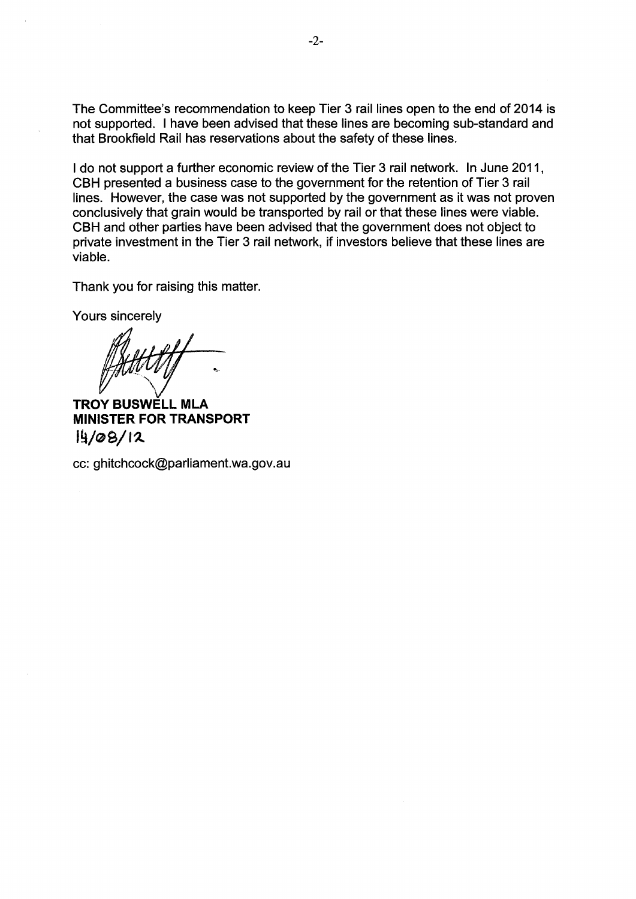The Committee's recommendation to keep Tier 3 rail lines open to the end of 2014 is not supported. I have been advised that these lines are becoming sub-standard and that Brookfield Rail has reservations about the safety of these lines.

I do not support a further economic review of the Tier 3 rail network. In June 2011, CBH presented a business case to the government for the retention of Tier 3 rail lines. However, the case was not supported by the government as it was not proven conclusively that grain would be transported by rail or that these lines were viable. CBH and other parties have been advised that the government does not object to private investment in the Tier 3 rail network, if investors believe that these lines are viable.

Thank you for raising this matter.

Yours sincerely

**TROY BUSWELL MLA**
**MINISTER FOR TRANSPORT**
14/08/12

cc: ghitchcock@parliament.wa.gov.au